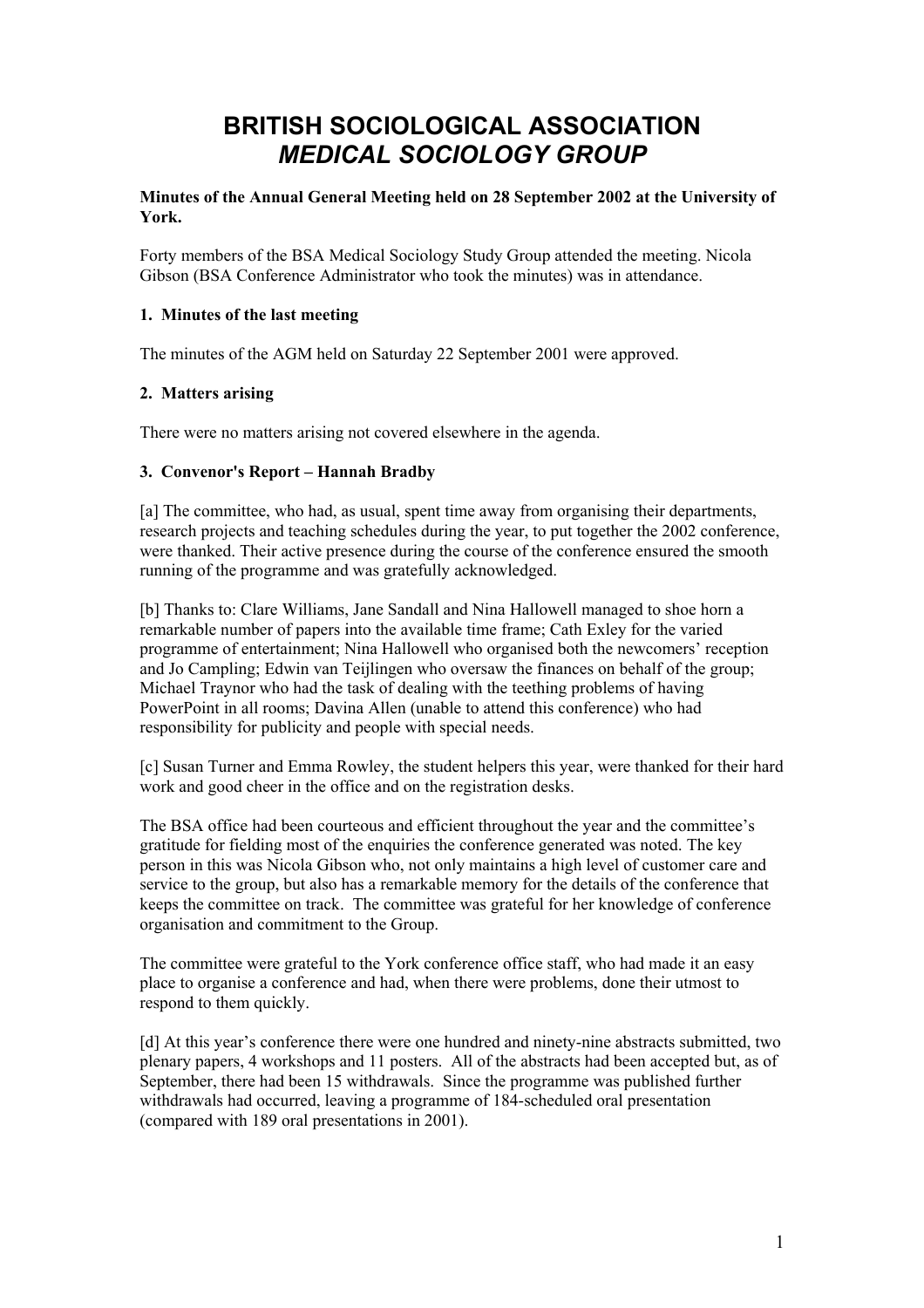# BRITISH SOCIOLOGICAL ASSOCIATION
## *MEDICAL SOCIOLOGY GROUP*

**Minutes of the Annual General Meeting held on 28 September 2002 at the University of York.**

Forty members of the BSA Medical Sociology Study Group attended the meeting. Nicola Gibson (BSA Conference Administrator who took the minutes) was in attendance.

### 1. Minutes of the last meeting

The minutes of the AGM held on Saturday 22 September 2001 were approved.

### 2. Matters arising

There were no matters arising not covered elsewhere in the agenda.

### 3. Convenor's Report – Hannah Bradby

[a] The committee, who had, as usual, spent time away from organising their departments, research projects and teaching schedules during the year, to put together the 2002 conference, were thanked. Their active presence during the course of the conference ensured the smooth running of the programme and was gratefully acknowledged.

[b] Thanks to: Clare Williams, Jane Sandall and Nina Hallowell managed to shoe horn a remarkable number of papers into the available time frame; Cath Exley for the varied programme of entertainment; Nina Hallowell who organised both the newcomers' reception and Jo Campling; Edwin van Teijlingen who oversaw the finances on behalf of the group; Michael Traynor who had the task of dealing with the teething problems of having PowerPoint in all rooms; Davina Allen (unable to attend this conference) who had responsibility for publicity and people with special needs.

[c] Susan Turner and Emma Rowley, the student helpers this year, were thanked for their hard work and good cheer in the office and on the registration desks.

The BSA office had been courteous and efficient throughout the year and the committee's gratitude for fielding most of the enquiries the conference generated was noted. The key person in this was Nicola Gibson who, not only maintains a high level of customer care and service to the group, but also has a remarkable memory for the details of the conference that keeps the committee on track. The committee was grateful for her knowledge of conference organisation and commitment to the Group.

The committee were grateful to the York conference office staff, who had made it an easy place to organise a conference and had, when there were problems, done their utmost to respond to them quickly.

[d] At this year's conference there were one hundred and ninety-nine abstracts submitted, two plenary papers, 4 workshops and 11 posters. All of the abstracts had been accepted but, as of September, there had been 15 withdrawals. Since the programme was published further withdrawals had occurred, leaving a programme of 184-scheduled oral presentation (compared with 189 oral presentations in 2001).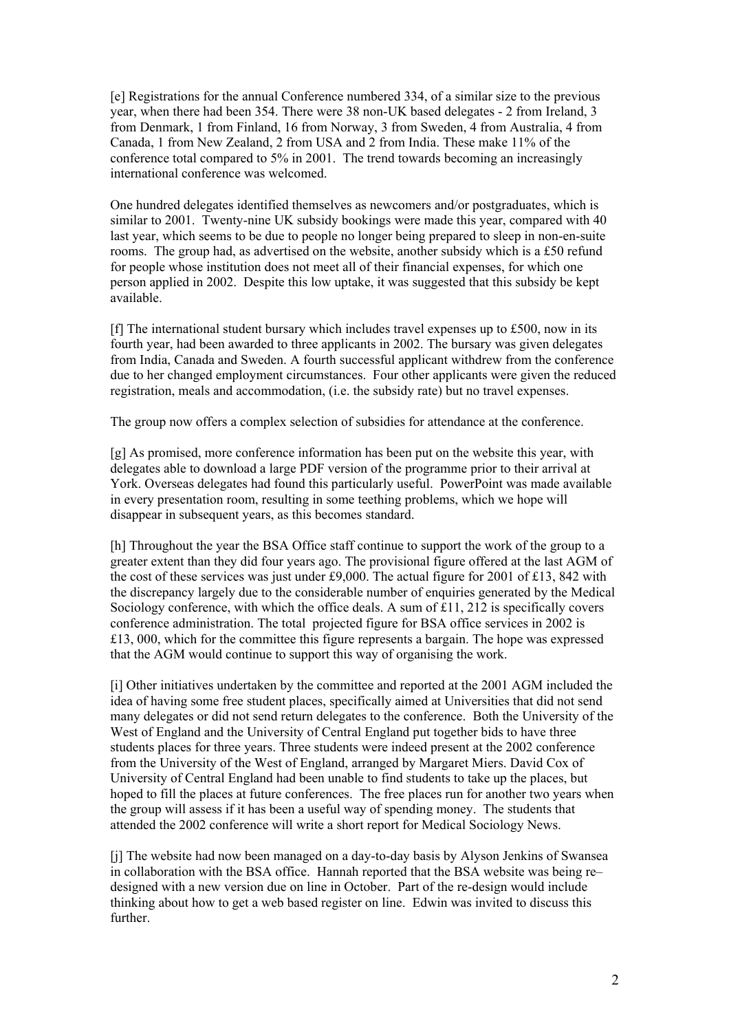[e] Registrations for the annual Conference numbered 334, of a similar size to the previous year, when there had been 354. There were 38 non-UK based delegates - 2 from Ireland, 3 from Denmark, 1 from Finland, 16 from Norway, 3 from Sweden, 4 from Australia, 4 from Canada, 1 from New Zealand, 2 from USA and 2 from India. These make 11% of the conference total compared to 5% in 2001. The trend towards becoming an increasingly international conference was welcomed.

One hundred delegates identified themselves as newcomers and/or postgraduates, which is similar to 2001. Twenty-nine UK subsidy bookings were made this year, compared with 40 last year, which seems to be due to people no longer being prepared to sleep in non-en-suite rooms. The group had, as advertised on the website, another subsidy which is a £50 refund for people whose institution does not meet all of their financial expenses, for which one person applied in 2002. Despite this low uptake, it was suggested that this subsidy be kept available.

[f] The international student bursary which includes travel expenses up to £500, now in its fourth year, had been awarded to three applicants in 2002. The bursary was given delegates from India, Canada and Sweden. A fourth successful applicant withdrew from the conference due to her changed employment circumstances. Four other applicants were given the reduced registration, meals and accommodation, (i.e. the subsidy rate) but no travel expenses.

The group now offers a complex selection of subsidies for attendance at the conference.

[g] As promised, more conference information has been put on the website this year, with delegates able to download a large PDF version of the programme prior to their arrival at York. Overseas delegates had found this particularly useful. PowerPoint was made available in every presentation room, resulting in some teething problems, which we hope will disappear in subsequent years, as this becomes standard.

[h] Throughout the year the BSA Office staff continue to support the work of the group to a greater extent than they did four years ago. The provisional figure offered at the last AGM of the cost of these services was just under £9,000. The actual figure for 2001 of £13, 842 with the discrepancy largely due to the considerable number of enquiries generated by the Medical Sociology conference, with which the office deals. A sum of £11, 212 is specifically covers conference administration. The total projected figure for BSA office services in 2002 is £13, 000, which for the committee this figure represents a bargain. The hope was expressed that the AGM would continue to support this way of organising the work.

[i] Other initiatives undertaken by the committee and reported at the 2001 AGM included the idea of having some free student places, specifically aimed at Universities that did not send many delegates or did not send return delegates to the conference. Both the University of the West of England and the University of Central England put together bids to have three students places for three years. Three students were indeed present at the 2002 conference from the University of the West of England, arranged by Margaret Miers. David Cox of University of Central England had been unable to find students to take up the places, but hoped to fill the places at future conferences. The free places run for another two years when the group will assess if it has been a useful way of spending money. The students that attended the 2002 conference will write a short report for Medical Sociology News.

[j] The website had now been managed on a day-to-day basis by Alyson Jenkins of Swansea in collaboration with the BSA office. Hannah reported that the BSA website was being re–designed with a new version due on line in October. Part of the re-design would include thinking about how to get a web based register on line. Edwin was invited to discuss this further.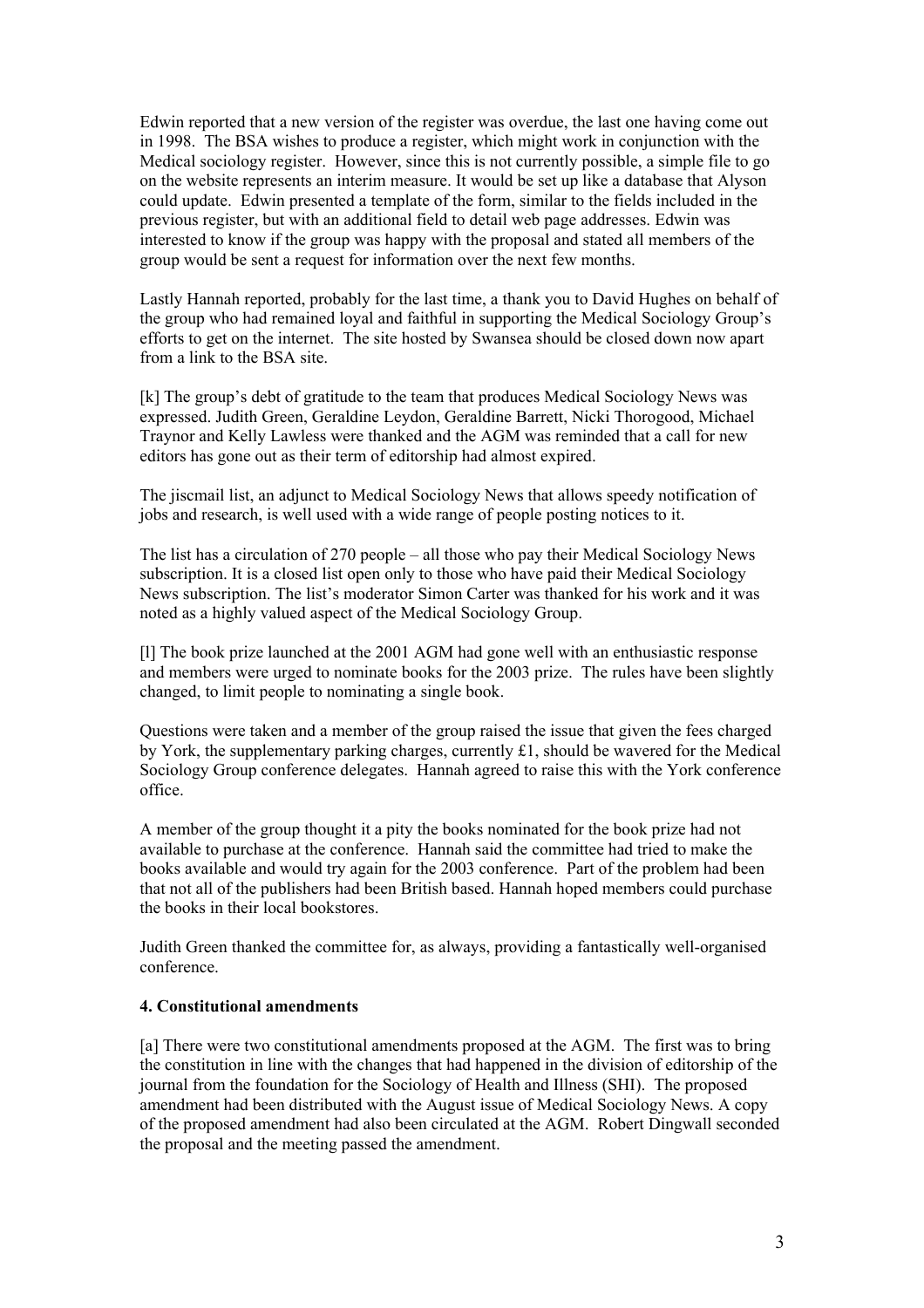Edwin reported that a new version of the register was overdue, the last one having come out in 1998. The BSA wishes to produce a register, which might work in conjunction with the Medical sociology register. However, since this is not currently possible, a simple file to go on the website represents an interim measure. It would be set up like a database that Alyson could update. Edwin presented a template of the form, similar to the fields included in the previous register, but with an additional field to detail web page addresses. Edwin was interested to know if the group was happy with the proposal and stated all members of the group would be sent a request for information over the next few months.

Lastly Hannah reported, probably for the last time, a thank you to David Hughes on behalf of the group who had remained loyal and faithful in supporting the Medical Sociology Group's efforts to get on the internet. The site hosted by Swansea should be closed down now apart from a link to the BSA site.

[k] The group's debt of gratitude to the team that produces Medical Sociology News was expressed. Judith Green, Geraldine Leydon, Geraldine Barrett, Nicki Thorogood, Michael Traynor and Kelly Lawless were thanked and the AGM was reminded that a call for new editors has gone out as their term of editorship had almost expired.

The jiscmail list, an adjunct to Medical Sociology News that allows speedy notification of jobs and research, is well used with a wide range of people posting notices to it.

The list has a circulation of 270 people – all those who pay their Medical Sociology News subscription. It is a closed list open only to those who have paid their Medical Sociology News subscription. The list's moderator Simon Carter was thanked for his work and it was noted as a highly valued aspect of the Medical Sociology Group.

[l] The book prize launched at the 2001 AGM had gone well with an enthusiastic response and members were urged to nominate books for the 2003 prize. The rules have been slightly changed, to limit people to nominating a single book.

Questions were taken and a member of the group raised the issue that given the fees charged by York, the supplementary parking charges, currently £1, should be wavered for the Medical Sociology Group conference delegates. Hannah agreed to raise this with the York conference office.

A member of the group thought it a pity the books nominated for the book prize had not available to purchase at the conference. Hannah said the committee had tried to make the books available and would try again for the 2003 conference. Part of the problem had been that not all of the publishers had been British based. Hannah hoped members could purchase the books in their local bookstores.

Judith Green thanked the committee for, as always, providing a fantastically well-organised conference.

**4. Constitutional amendments**

[a] There were two constitutional amendments proposed at the AGM. The first was to bring the constitution in line with the changes that had happened in the division of editorship of the journal from the foundation for the Sociology of Health and Illness (SHI). The proposed amendment had been distributed with the August issue of Medical Sociology News. A copy of the proposed amendment had also been circulated at the AGM. Robert Dingwall seconded the proposal and the meeting passed the amendment.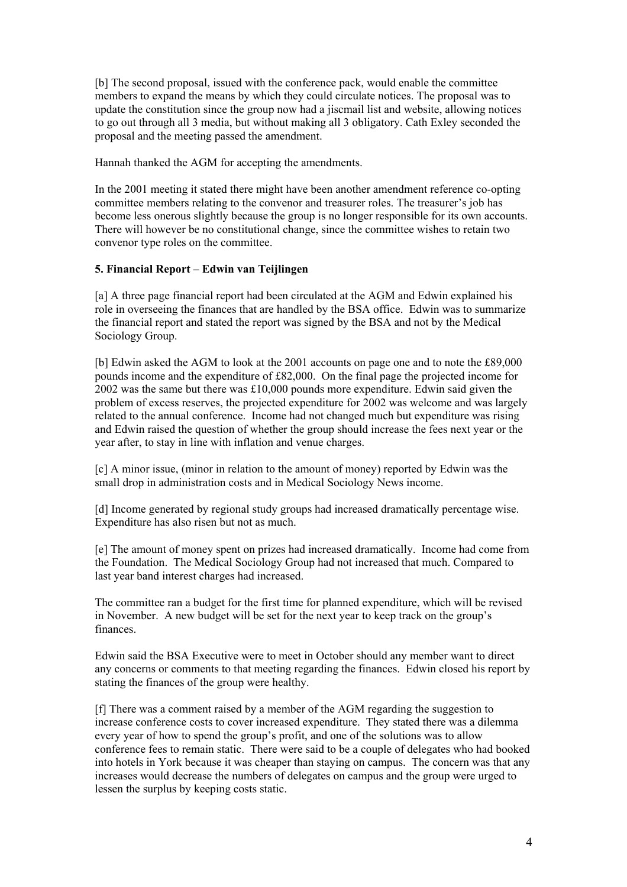[b] The second proposal, issued with the conference pack, would enable the committee members to expand the means by which they could circulate notices. The proposal was to update the constitution since the group now had a jiscmail list and website, allowing notices to go out through all 3 media, but without making all 3 obligatory. Cath Exley seconded the proposal and the meeting passed the amendment.

Hannah thanked the AGM for accepting the amendments.

In the 2001 meeting it stated there might have been another amendment reference co-opting committee members relating to the convenor and treasurer roles. The treasurer's job has become less onerous slightly because the group is no longer responsible for its own accounts. There will however be no constitutional change, since the committee wishes to retain two convenor type roles on the committee.

**5. Financial Report – Edwin van Teijlingen**

[a] A three page financial report had been circulated at the AGM and Edwin explained his role in overseeing the finances that are handled by the BSA office. Edwin was to summarize the financial report and stated the report was signed by the BSA and not by the Medical Sociology Group.

[b] Edwin asked the AGM to look at the 2001 accounts on page one and to note the £89,000 pounds income and the expenditure of £82,000. On the final page the projected income for 2002 was the same but there was £10,000 pounds more expenditure. Edwin said given the problem of excess reserves, the projected expenditure for 2002 was welcome and was largely related to the annual conference. Income had not changed much but expenditure was rising and Edwin raised the question of whether the group should increase the fees next year or the year after, to stay in line with inflation and venue charges.

[c] A minor issue, (minor in relation to the amount of money) reported by Edwin was the small drop in administration costs and in Medical Sociology News income.

[d] Income generated by regional study groups had increased dramatically percentage wise. Expenditure has also risen but not as much.

[e] The amount of money spent on prizes had increased dramatically. Income had come from the Foundation. The Medical Sociology Group had not increased that much. Compared to last year band interest charges had increased.

The committee ran a budget for the first time for planned expenditure, which will be revised in November. A new budget will be set for the next year to keep track on the group's finances.

Edwin said the BSA Executive were to meet in October should any member want to direct any concerns or comments to that meeting regarding the finances. Edwin closed his report by stating the finances of the group were healthy.

[f] There was a comment raised by a member of the AGM regarding the suggestion to increase conference costs to cover increased expenditure. They stated there was a dilemma every year of how to spend the group's profit, and one of the solutions was to allow conference fees to remain static. There were said to be a couple of delegates who had booked into hotels in York because it was cheaper than staying on campus. The concern was that any increases would decrease the numbers of delegates on campus and the group were urged to lessen the surplus by keeping costs static.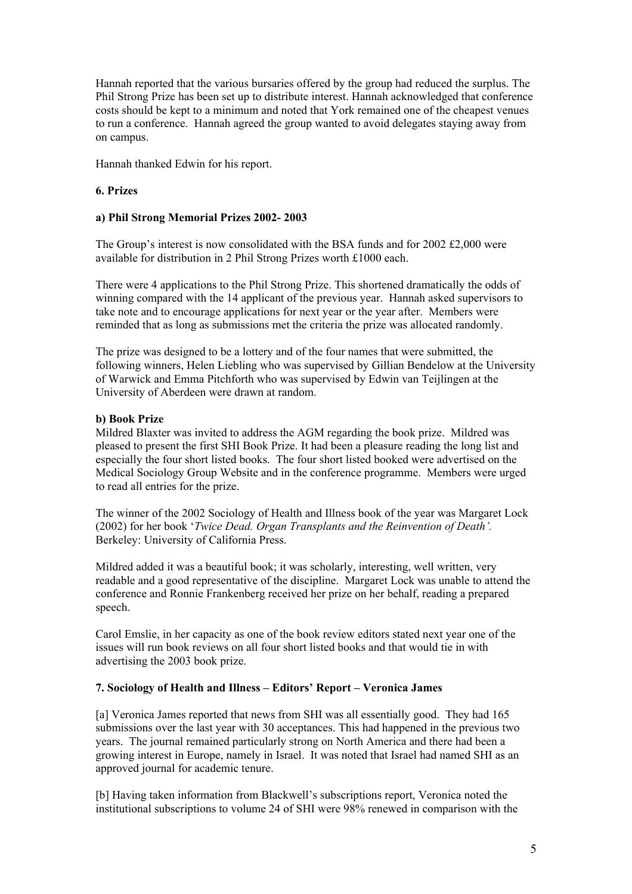Hannah reported that the various bursaries offered by the group had reduced the surplus. The Phil Strong Prize has been set up to distribute interest. Hannah acknowledged that conference costs should be kept to a minimum and noted that York remained one of the cheapest venues to run a conference. Hannah agreed the group wanted to avoid delegates staying away from on campus.

Hannah thanked Edwin for his report.

**6. Prizes**

**a) Phil Strong Memorial Prizes 2002- 2003**

The Group's interest is now consolidated with the BSA funds and for 2002 £2,000 were available for distribution in 2 Phil Strong Prizes worth £1000 each.

There were 4 applications to the Phil Strong Prize. This shortened dramatically the odds of winning compared with the 14 applicant of the previous year. Hannah asked supervisors to take note and to encourage applications for next year or the year after. Members were reminded that as long as submissions met the criteria the prize was allocated randomly.

The prize was designed to be a lottery and of the four names that were submitted, the following winners, Helen Liebling who was supervised by Gillian Bendelow at the University of Warwick and Emma Pitchforth who was supervised by Edwin van Teijlingen at the University of Aberdeen were drawn at random.

**b) Book Prize**

Mildred Blaxter was invited to address the AGM regarding the book prize. Mildred was pleased to present the first SHI Book Prize. It had been a pleasure reading the long list and especially the four short listed books. The four short listed booked were advertised on the Medical Sociology Group Website and in the conference programme. Members were urged to read all entries for the prize.

The winner of the 2002 Sociology of Health and Illness book of the year was Margaret Lock (2002) for her book '*Twice Dead. Organ Transplants and the Reinvention of Death'.* Berkeley: University of California Press.

Mildred added it was a beautiful book; it was scholarly, interesting, well written, very readable and a good representative of the discipline. Margaret Lock was unable to attend the conference and Ronnie Frankenberg received her prize on her behalf, reading a prepared speech.

Carol Emslie, in her capacity as one of the book review editors stated next year one of the issues will run book reviews on all four short listed books and that would tie in with advertising the 2003 book prize.

**7. Sociology of Health and Illness – Editors' Report – Veronica James**

[a] Veronica James reported that news from SHI was all essentially good. They had 165 submissions over the last year with 30 acceptances. This had happened in the previous two years. The journal remained particularly strong on North America and there had been a growing interest in Europe, namely in Israel. It was noted that Israel had named SHI as an approved journal for academic tenure.

[b] Having taken information from Blackwell's subscriptions report, Veronica noted the institutional subscriptions to volume 24 of SHI were 98% renewed in comparison with the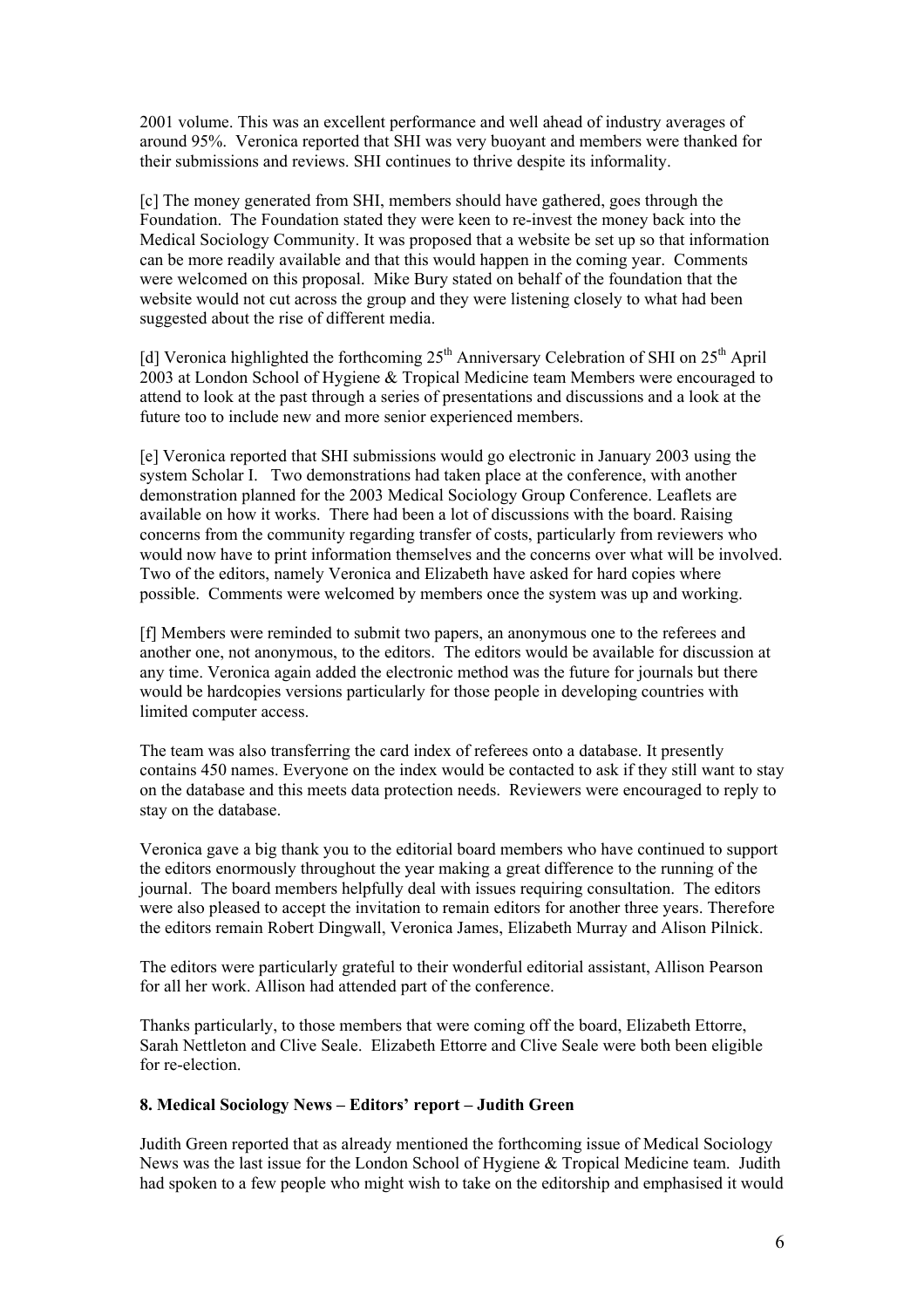2001 volume. This was an excellent performance and well ahead of industry averages of around 95%. Veronica reported that SHI was very buoyant and members were thanked for their submissions and reviews. SHI continues to thrive despite its informality.

[c] The money generated from SHI, members should have gathered, goes through the Foundation. The Foundation stated they were keen to re-invest the money back into the Medical Sociology Community. It was proposed that a website be set up so that information can be more readily available and that this would happen in the coming year. Comments were welcomed on this proposal. Mike Bury stated on behalf of the foundation that the website would not cut across the group and they were listening closely to what had been suggested about the rise of different media.

[d] Veronica highlighted the forthcoming 25th Anniversary Celebration of SHI on 25th April 2003 at London School of Hygiene & Tropical Medicine team Members were encouraged to attend to look at the past through a series of presentations and discussions and a look at the future too to include new and more senior experienced members.

[e] Veronica reported that SHI submissions would go electronic in January 2003 using the system Scholar I. Two demonstrations had taken place at the conference, with another demonstration planned for the 2003 Medical Sociology Group Conference. Leaflets are available on how it works. There had been a lot of discussions with the board. Raising concerns from the community regarding transfer of costs, particularly from reviewers who would now have to print information themselves and the concerns over what will be involved. Two of the editors, namely Veronica and Elizabeth have asked for hard copies where possible. Comments were welcomed by members once the system was up and working.

[f] Members were reminded to submit two papers, an anonymous one to the referees and another one, not anonymous, to the editors. The editors would be available for discussion at any time. Veronica again added the electronic method was the future for journals but there would be hardcopies versions particularly for those people in developing countries with limited computer access.

The team was also transferring the card index of referees onto a database. It presently contains 450 names. Everyone on the index would be contacted to ask if they still want to stay on the database and this meets data protection needs. Reviewers were encouraged to reply to stay on the database.

Veronica gave a big thank you to the editorial board members who have continued to support the editors enormously throughout the year making a great difference to the running of the journal. The board members helpfully deal with issues requiring consultation. The editors were also pleased to accept the invitation to remain editors for another three years. Therefore the editors remain Robert Dingwall, Veronica James, Elizabeth Murray and Alison Pilnick.

The editors were particularly grateful to their wonderful editorial assistant, Allison Pearson for all her work. Allison had attended part of the conference.

Thanks particularly, to those members that were coming off the board, Elizabeth Ettorre, Sarah Nettleton and Clive Seale. Elizabeth Ettorre and Clive Seale were both been eligible for re-election.

**8. Medical Sociology News – Editors' report – Judith Green**

Judith Green reported that as already mentioned the forthcoming issue of Medical Sociology News was the last issue for the London School of Hygiene & Tropical Medicine team. Judith had spoken to a few people who might wish to take on the editorship and emphasised it would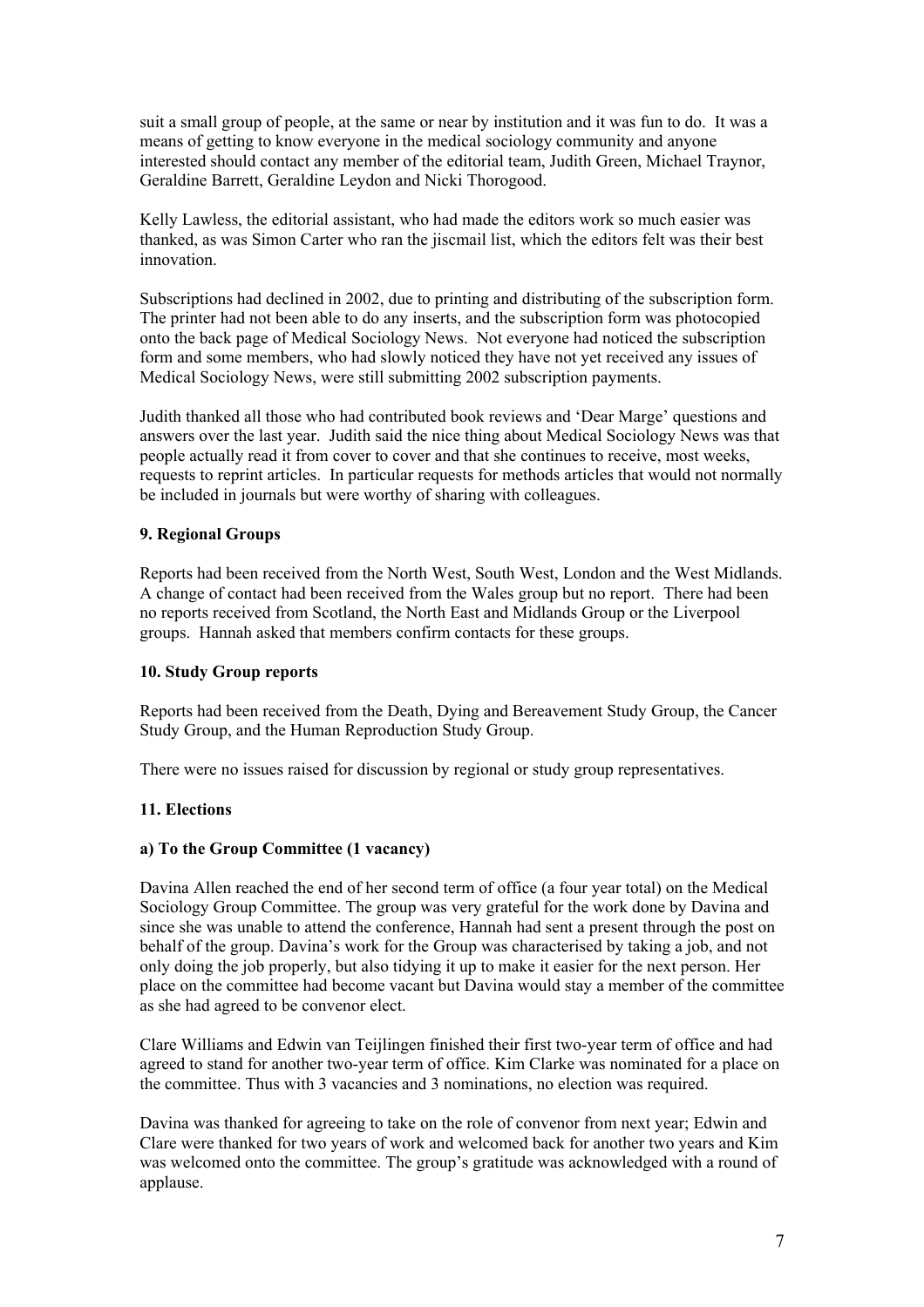suit a small group of people, at the same or near by institution and it was fun to do. It was a means of getting to know everyone in the medical sociology community and anyone interested should contact any member of the editorial team, Judith Green, Michael Traynor, Geraldine Barrett, Geraldine Leydon and Nicki Thorogood.

Kelly Lawless, the editorial assistant, who had made the editors work so much easier was thanked, as was Simon Carter who ran the jiscmail list, which the editors felt was their best innovation.

Subscriptions had declined in 2002, due to printing and distributing of the subscription form. The printer had not been able to do any inserts, and the subscription form was photocopied onto the back page of Medical Sociology News. Not everyone had noticed the subscription form and some members, who had slowly noticed they have not yet received any issues of Medical Sociology News, were still submitting 2002 subscription payments.

Judith thanked all those who had contributed book reviews and 'Dear Marge' questions and answers over the last year. Judith said the nice thing about Medical Sociology News was that people actually read it from cover to cover and that she continues to receive, most weeks, requests to reprint articles. In particular requests for methods articles that would not normally be included in journals but were worthy of sharing with colleagues.

**9. Regional Groups**

Reports had been received from the North West, South West, London and the West Midlands. A change of contact had been received from the Wales group but no report. There had been no reports received from Scotland, the North East and Midlands Group or the Liverpool groups. Hannah asked that members confirm contacts for these groups.

**10. Study Group reports**

Reports had been received from the Death, Dying and Bereavement Study Group, the Cancer Study Group, and the Human Reproduction Study Group.

There were no issues raised for discussion by regional or study group representatives.

**11. Elections**

**a) To the Group Committee (1 vacancy)**

Davina Allen reached the end of her second term of office (a four year total) on the Medical Sociology Group Committee. The group was very grateful for the work done by Davina and since she was unable to attend the conference, Hannah had sent a present through the post on behalf of the group. Davina's work for the Group was characterised by taking a job, and not only doing the job properly, but also tidying it up to make it easier for the next person. Her place on the committee had become vacant but Davina would stay a member of the committee as she had agreed to be convenor elect.

Clare Williams and Edwin van Teijlingen finished their first two-year term of office and had agreed to stand for another two-year term of office. Kim Clarke was nominated for a place on the committee. Thus with 3 vacancies and 3 nominations, no election was required.

Davina was thanked for agreeing to take on the role of convenor from next year; Edwin and Clare were thanked for two years of work and welcomed back for another two years and Kim was welcomed onto the committee. The group's gratitude was acknowledged with a round of applause.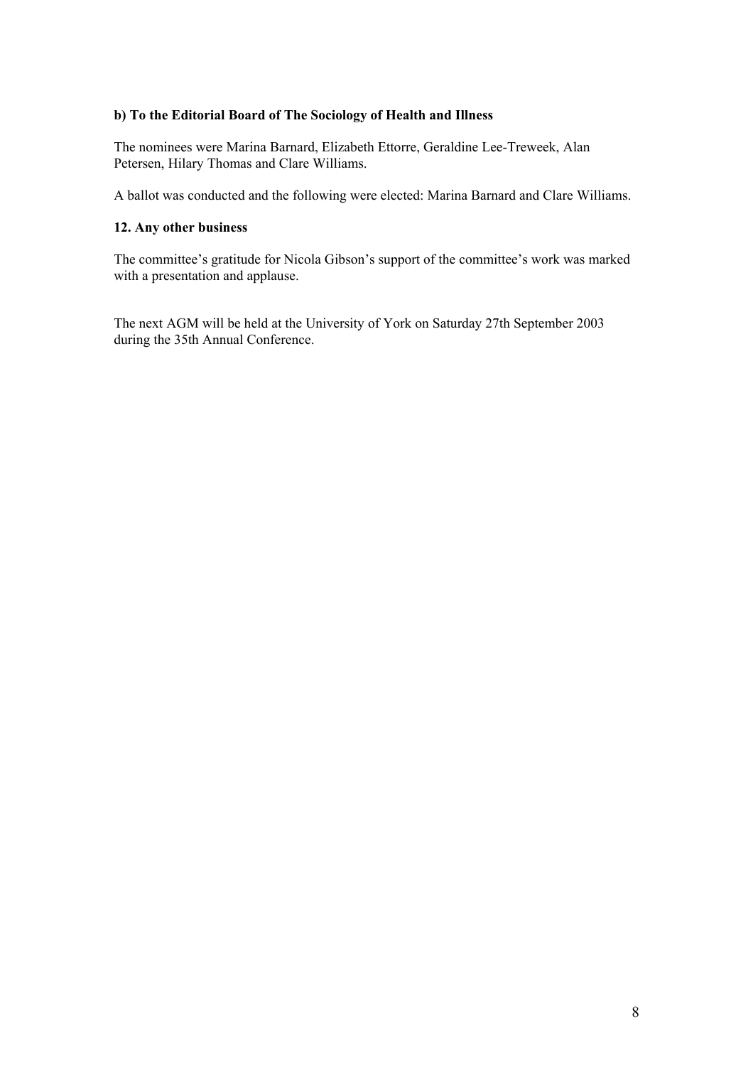**b) To the Editorial Board of The Sociology of Health and Illness**

The nominees were Marina Barnard, Elizabeth Ettorre, Geraldine Lee-Treweek, Alan Petersen, Hilary Thomas and Clare Williams.

A ballot was conducted and the following were elected: Marina Barnard and Clare Williams.

**12. Any other business**

The committee's gratitude for Nicola Gibson's support of the committee's work was marked with a presentation and applause.

The next AGM will be held at the University of York on Saturday 27th September 2003 during the 35th Annual Conference.